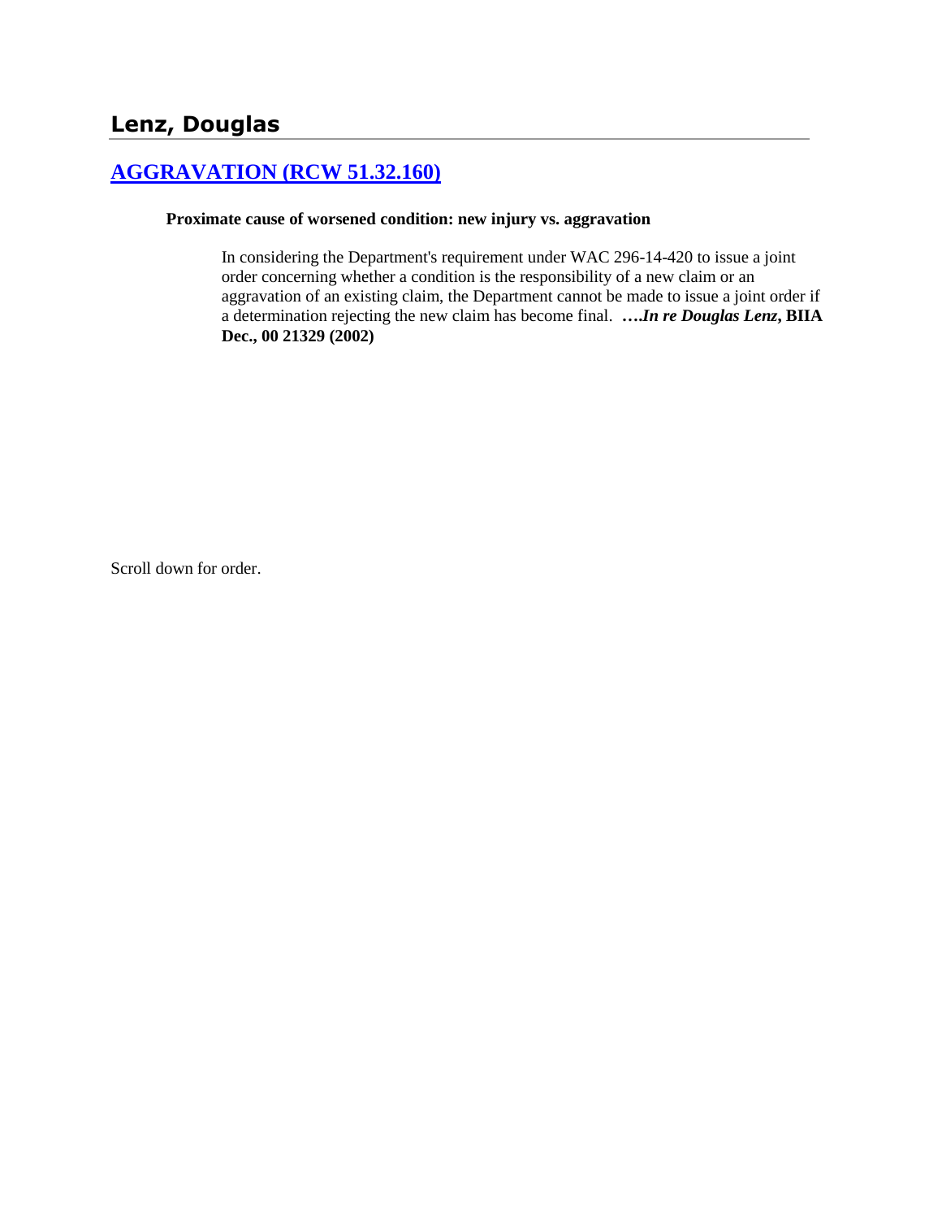## Lenz, Douglas

### [AGGRAVATION (RCW 51.32.160)]

**Proximate cause of worsened condition: new injury vs. aggravation**

In considering the Department's requirement under WAC 296-14-420 to issue a joint order concerning whether a condition is the responsibility of a new claim or an aggravation of an existing claim, the Department cannot be made to issue a joint order if a determination rejecting the new claim has become final. **….*In re Douglas Lenz*, BIIA Dec., 00 21329 (2002)**

Scroll down for order.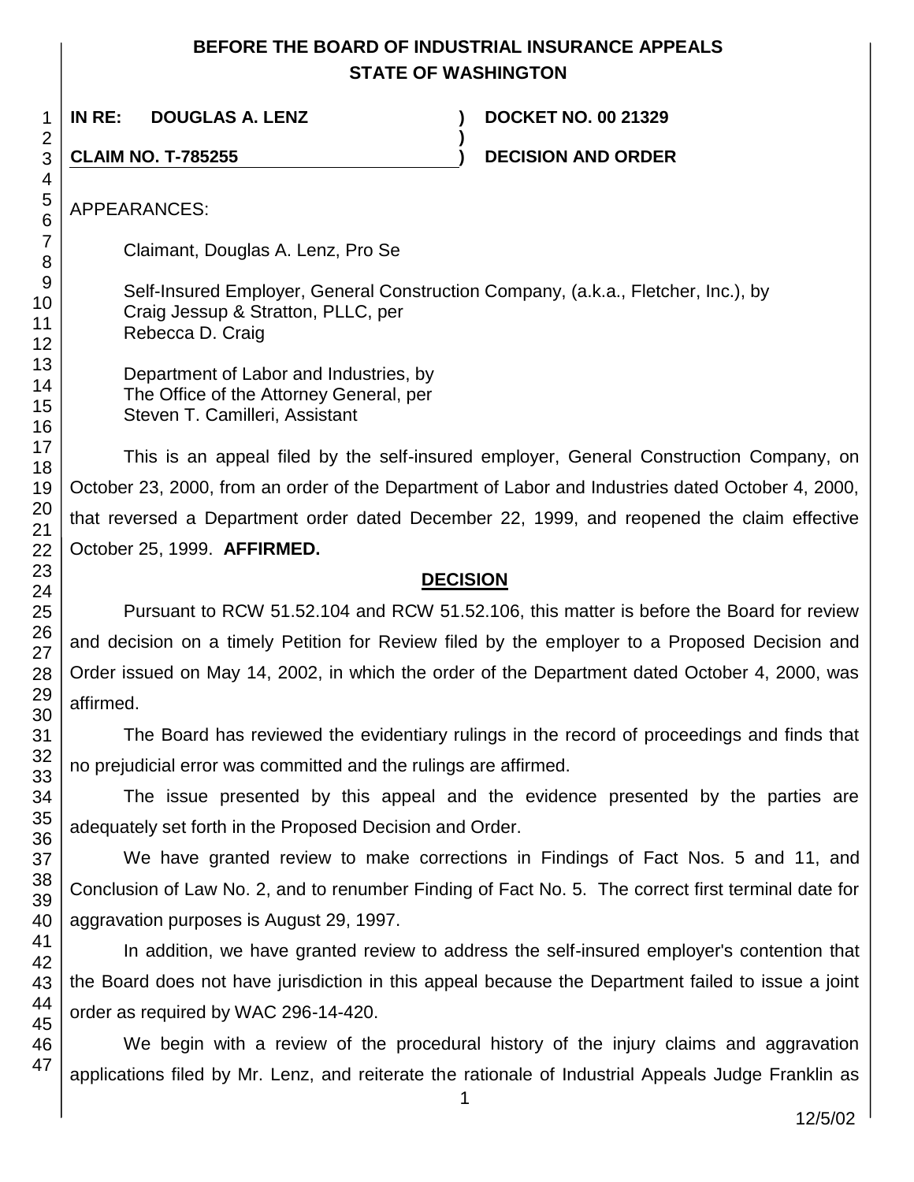**BEFORE THE BOARD OF INDUSTRIAL INSURANCE APPEALS**
**STATE OF WASHINGTON**

| | | |
|---|---|---|
| **IN RE: DOUGLAS A. LENZ** | **)** | **DOCKET NO. 00 21329** |
| | **)** | |
| **CLAIM NO. T-785255** | **)** | **DECISION AND ORDER** |

APPEARANCES:

Claimant, Douglas A. Lenz, Pro Se

Self-Insured Employer, General Construction Company, (a.k.a., Fletcher, Inc.), by
Craig Jessup & Stratton, PLLC, per
Rebecca D. Craig

Department of Labor and Industries, by
The Office of the Attorney General, per
Steven T. Camilleri, Assistant

This is an appeal filed by the self-insured employer, General Construction Company, on October 23, 2000, from an order of the Department of Labor and Industries dated October 4, 2000, that reversed a Department order dated December 22, 1999, and reopened the claim effective October 25, 1999. **AFFIRMED.**

## DECISION

Pursuant to RCW 51.52.104 and RCW 51.52.106, this matter is before the Board for review and decision on a timely Petition for Review filed by the employer to a Proposed Decision and Order issued on May 14, 2002, in which the order of the Department dated October 4, 2000, was affirmed.

The Board has reviewed the evidentiary rulings in the record of proceedings and finds that no prejudicial error was committed and the rulings are affirmed.

The issue presented by this appeal and the evidence presented by the parties are adequately set forth in the Proposed Decision and Order.

We have granted review to make corrections in Findings of Fact Nos. 5 and 11, and Conclusion of Law No. 2, and to renumber Finding of Fact No. 5. The correct first terminal date for aggravation purposes is August 29, 1997.

In addition, we have granted review to address the self-insured employer's contention that the Board does not have jurisdiction in this appeal because the Department failed to issue a joint order as required by WAC 296-14-420.

We begin with a review of the procedural history of the injury claims and aggravation applications filed by Mr. Lenz, and reiterate the rationale of Industrial Appeals Judge Franklin as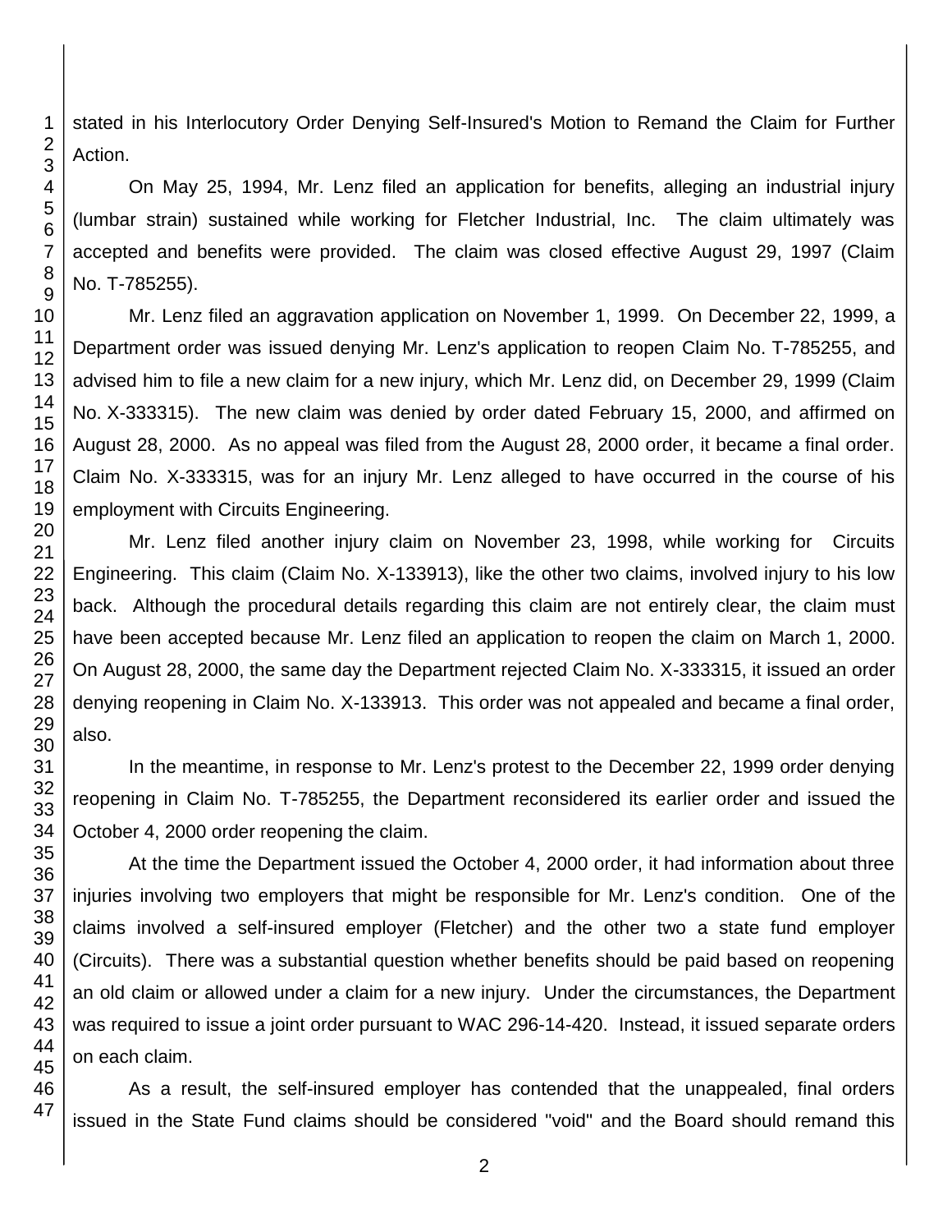stated in his Interlocutory Order Denying Self-Insured's Motion to Remand the Claim for Further Action.

On May 25, 1994, Mr. Lenz filed an application for benefits, alleging an industrial injury (lumbar strain) sustained while working for Fletcher Industrial, Inc. The claim ultimately was accepted and benefits were provided. The claim was closed effective August 29, 1997 (Claim No. T-785255).

Mr. Lenz filed an aggravation application on November 1, 1999. On December 22, 1999, a Department order was issued denying Mr. Lenz's application to reopen Claim No. T-785255, and advised him to file a new claim for a new injury, which Mr. Lenz did, on December 29, 1999 (Claim No. X-333315). The new claim was denied by order dated February 15, 2000, and affirmed on August 28, 2000. As no appeal was filed from the August 28, 2000 order, it became a final order. Claim No. X-333315, was for an injury Mr. Lenz alleged to have occurred in the course of his employment with Circuits Engineering.

Mr. Lenz filed another injury claim on November 23, 1998, while working for Circuits Engineering. This claim (Claim No. X-133913), like the other two claims, involved injury to his low back. Although the procedural details regarding this claim are not entirely clear, the claim must have been accepted because Mr. Lenz filed an application to reopen the claim on March 1, 2000. On August 28, 2000, the same day the Department rejected Claim No. X-333315, it issued an order denying reopening in Claim No. X-133913. This order was not appealed and became a final order, also.

In the meantime, in response to Mr. Lenz's protest to the December 22, 1999 order denying reopening in Claim No. T-785255, the Department reconsidered its earlier order and issued the October 4, 2000 order reopening the claim.

At the time the Department issued the October 4, 2000 order, it had information about three injuries involving two employers that might be responsible for Mr. Lenz's condition. One of the claims involved a self-insured employer (Fletcher) and the other two a state fund employer (Circuits). There was a substantial question whether benefits should be paid based on reopening an old claim or allowed under a claim for a new injury. Under the circumstances, the Department was required to issue a joint order pursuant to WAC 296-14-420. Instead, it issued separate orders on each claim.

As a result, the self-insured employer has contended that the unappealed, final orders issued in the State Fund claims should be considered "void" and the Board should remand this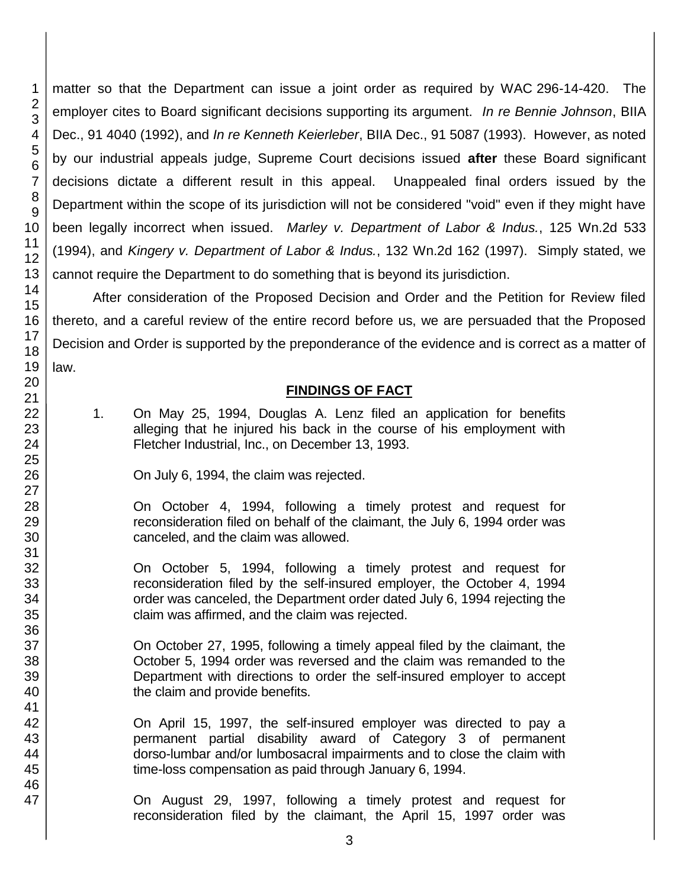matter so that the Department can issue a joint order as required by WAC 296-14-420. The employer cites to Board significant decisions supporting its argument. *In re Bennie Johnson*, BIIA Dec., 91 4040 (1992), and *In re Kenneth Keierleber*, BIIA Dec., 91 5087 (1993). However, as noted by our industrial appeals judge, Supreme Court decisions issued **after** these Board significant decisions dictate a different result in this appeal. Unappealed final orders issued by the Department within the scope of its jurisdiction will not be considered "void" even if they might have been legally incorrect when issued. *Marley v. Department of Labor & Indus.*, 125 Wn.2d 533 (1994), and *Kingery v. Department of Labor & Indus.*, 132 Wn.2d 162 (1997). Simply stated, we cannot require the Department to do something that is beyond its jurisdiction.

After consideration of the Proposed Decision and Order and the Petition for Review filed thereto, and a careful review of the entire record before us, we are persuaded that the Proposed Decision and Order is supported by the preponderance of the evidence and is correct as a matter of law.

## FINDINGS OF FACT

1. On May 25, 1994, Douglas A. Lenz filed an application for benefits alleging that he injured his back in the course of his employment with Fletcher Industrial, Inc., on December 13, 1993.

   On July 6, 1994, the claim was rejected.

   On October 4, 1994, following a timely protest and request for reconsideration filed on behalf of the claimant, the July 6, 1994 order was canceled, and the claim was allowed.

   On October 5, 1994, following a timely protest and request for reconsideration filed by the self-insured employer, the October 4, 1994 order was canceled, the Department order dated July 6, 1994 rejecting the claim was affirmed, and the claim was rejected.

   On October 27, 1995, following a timely appeal filed by the claimant, the October 5, 1994 order was reversed and the claim was remanded to the Department with directions to order the self-insured employer to accept the claim and provide benefits.

   On April 15, 1997, the self-insured employer was directed to pay a permanent partial disability award of Category 3 of permanent dorso-lumbar and/or lumbosacral impairments and to close the claim with time-loss compensation as paid through January 6, 1994.

   On August 29, 1997, following a timely protest and request for reconsideration filed by the claimant, the April 15, 1997 order was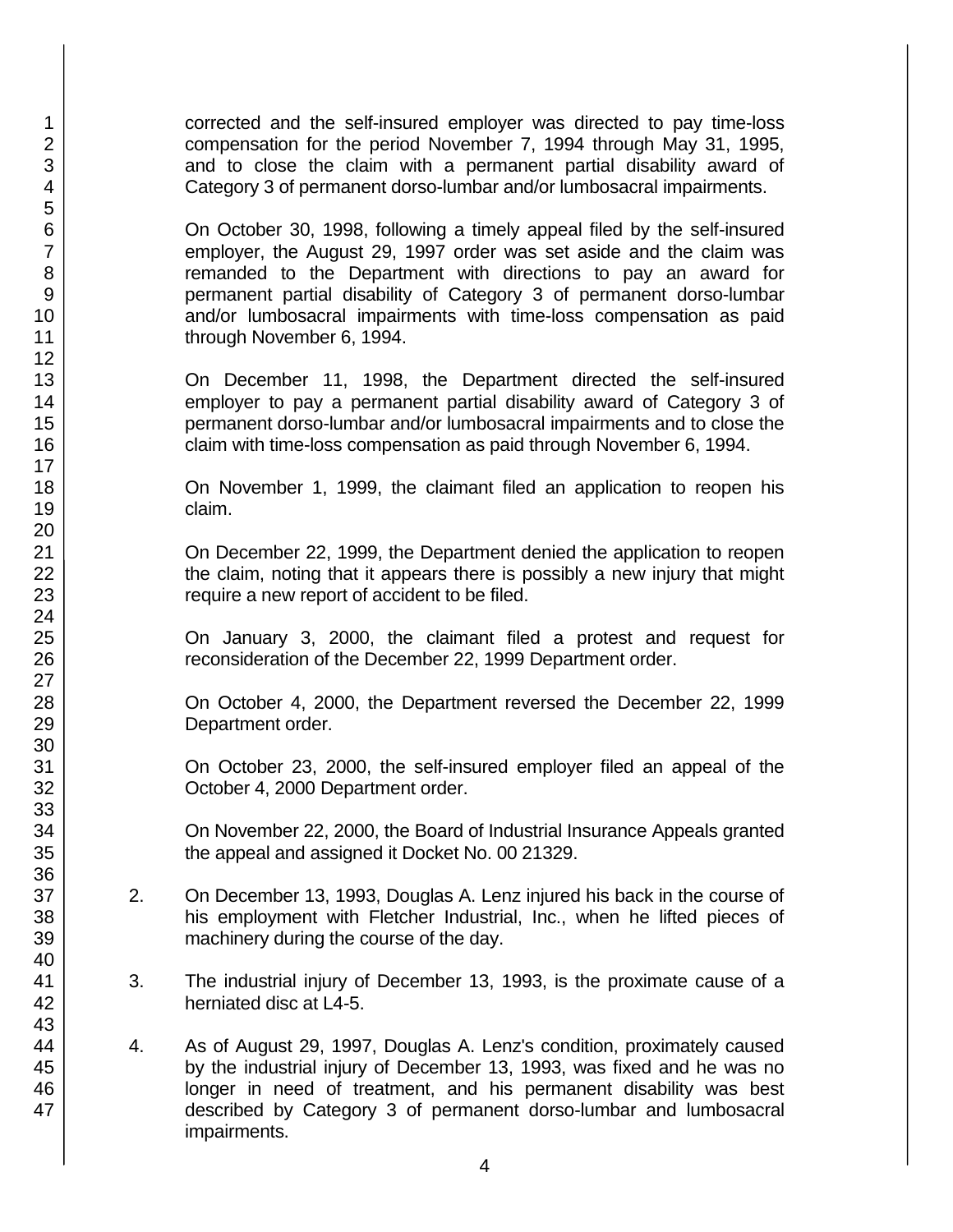corrected and the self-insured employer was directed to pay time-loss compensation for the period November 7, 1994 through May 31, 1995, and to close the claim with a permanent partial disability award of Category 3 of permanent dorso-lumbar and/or lumbosacral impairments.

On October 30, 1998, following a timely appeal filed by the self-insured employer, the August 29, 1997 order was set aside and the claim was remanded to the Department with directions to pay an award for permanent partial disability of Category 3 of permanent dorso-lumbar and/or lumbosacral impairments with time-loss compensation as paid through November 6, 1994.

On December 11, 1998, the Department directed the self-insured employer to pay a permanent partial disability award of Category 3 of permanent dorso-lumbar and/or lumbosacral impairments and to close the claim with time-loss compensation as paid through November 6, 1994.

On November 1, 1999, the claimant filed an application to reopen his claim.

On December 22, 1999, the Department denied the application to reopen the claim, noting that it appears there is possibly a new injury that might require a new report of accident to be filed.

On January 3, 2000, the claimant filed a protest and request for reconsideration of the December 22, 1999 Department order.

On October 4, 2000, the Department reversed the December 22, 1999 Department order.

On October 23, 2000, the self-insured employer filed an appeal of the October 4, 2000 Department order.

On November 22, 2000, the Board of Industrial Insurance Appeals granted the appeal and assigned it Docket No. 00 21329.

2. On December 13, 1993, Douglas A. Lenz injured his back in the course of his employment with Fletcher Industrial, Inc., when he lifted pieces of machinery during the course of the day.

3. The industrial injury of December 13, 1993, is the proximate cause of a herniated disc at L4-5.

4. As of August 29, 1997, Douglas A. Lenz's condition, proximately caused by the industrial injury of December 13, 1993, was fixed and he was no longer in need of treatment, and his permanent disability was best described by Category 3 of permanent dorso-lumbar and lumbosacral impairments.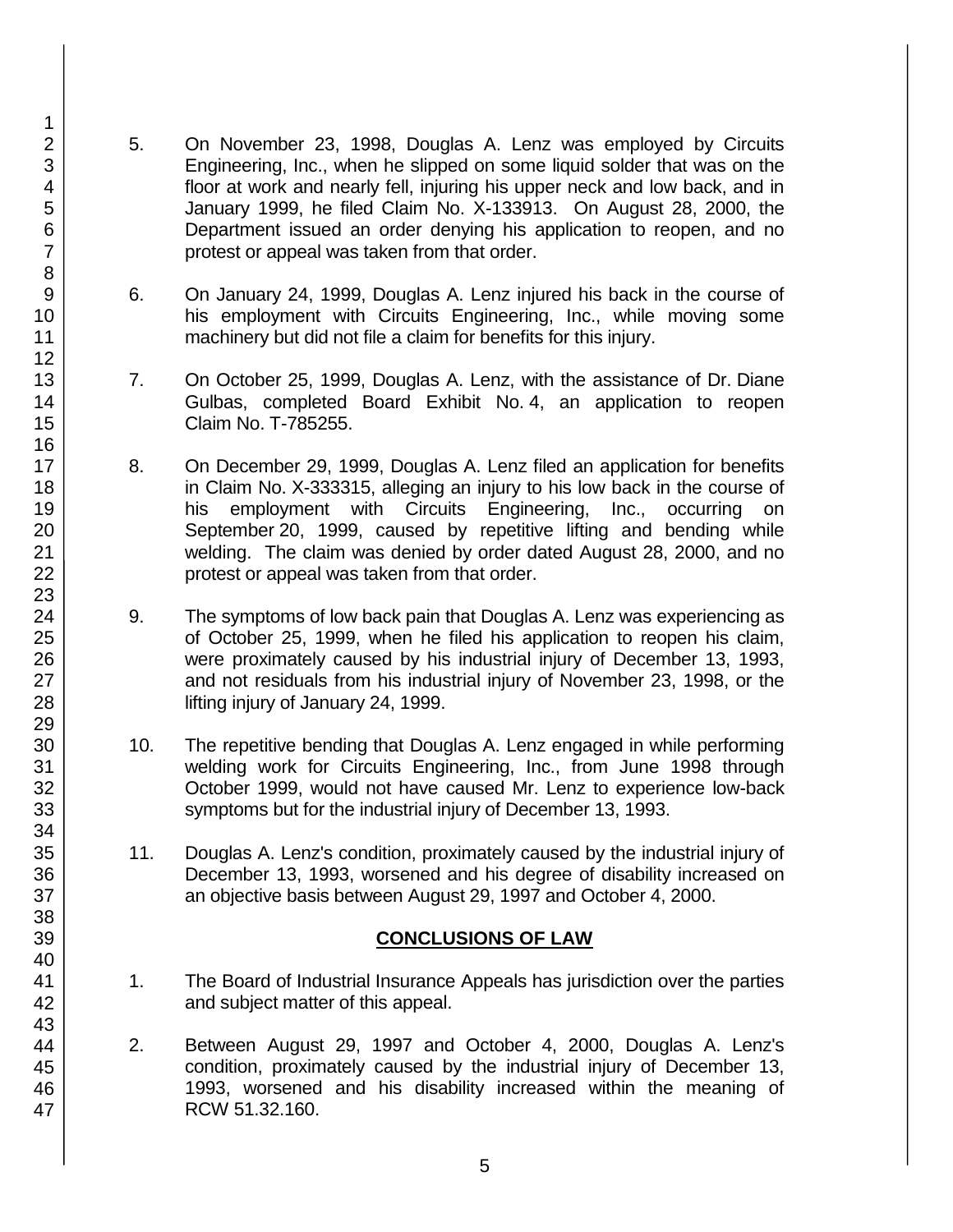5. On November 23, 1998, Douglas A. Lenz was employed by Circuits Engineering, Inc., when he slipped on some liquid solder that was on the floor at work and nearly fell, injuring his upper neck and low back, and in January 1999, he filed Claim No. X-133913. On August 28, 2000, the Department issued an order denying his application to reopen, and no protest or appeal was taken from that order.

6. On January 24, 1999, Douglas A. Lenz injured his back in the course of his employment with Circuits Engineering, Inc., while moving some machinery but did not file a claim for benefits for this injury.

7. On October 25, 1999, Douglas A. Lenz, with the assistance of Dr. Diane Gulbas, completed Board Exhibit No. 4, an application to reopen Claim No. T-785255.

8. On December 29, 1999, Douglas A. Lenz filed an application for benefits in Claim No. X-333315, alleging an injury to his low back in the course of his employment with Circuits Engineering, Inc., occurring on September 20, 1999, caused by repetitive lifting and bending while welding. The claim was denied by order dated August 28, 2000, and no protest or appeal was taken from that order.

9. The symptoms of low back pain that Douglas A. Lenz was experiencing as of October 25, 1999, when he filed his application to reopen his claim, were proximately caused by his industrial injury of December 13, 1993, and not residuals from his industrial injury of November 23, 1998, or the lifting injury of January 24, 1999.

10. The repetitive bending that Douglas A. Lenz engaged in while performing welding work for Circuits Engineering, Inc., from June 1998 through October 1999, would not have caused Mr. Lenz to experience low-back symptoms but for the industrial injury of December 13, 1993.

11. Douglas A. Lenz's condition, proximately caused by the industrial injury of December 13, 1993, worsened and his degree of disability increased on an objective basis between August 29, 1997 and October 4, 2000.

## CONCLUSIONS OF LAW

1. The Board of Industrial Insurance Appeals has jurisdiction over the parties and subject matter of this appeal.

2. Between August 29, 1997 and October 4, 2000, Douglas A. Lenz's condition, proximately caused by the industrial injury of December 13, 1993, worsened and his disability increased within the meaning of RCW 51.32.160.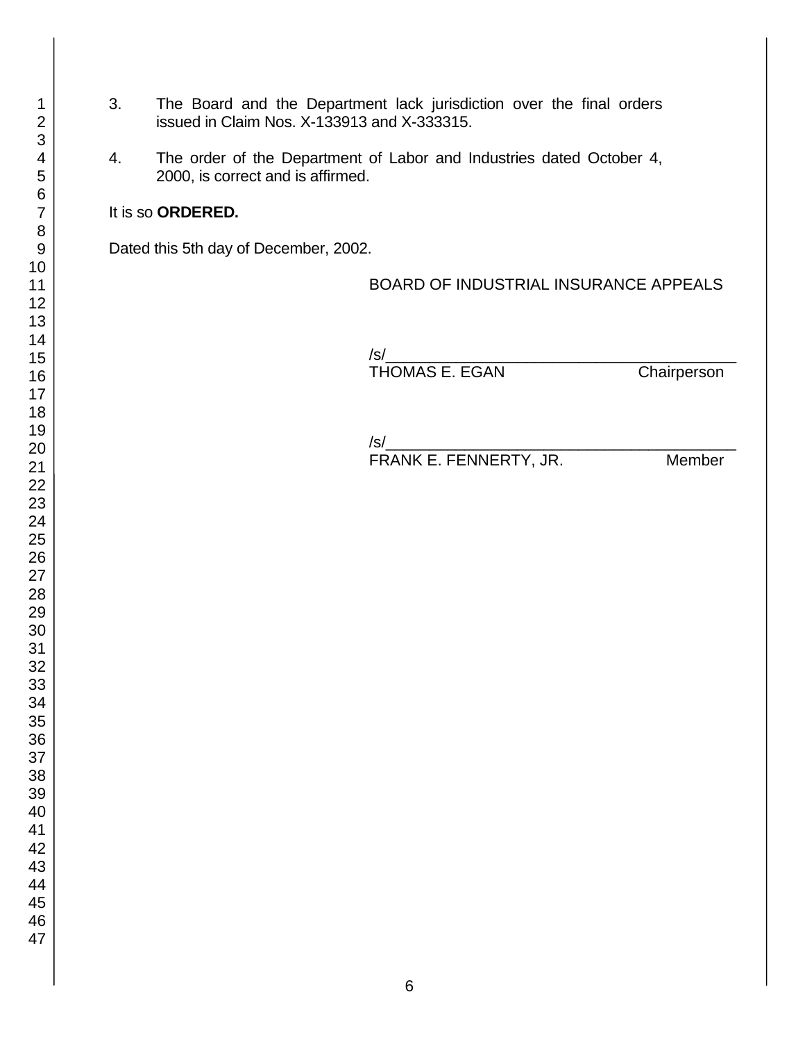3. The Board and the Department lack jurisdiction over the final orders issued in Claim Nos. X-133913 and X-333315.

4. The order of the Department of Labor and Industries dated October 4, 2000, is correct and is affirmed.

It is so **ORDERED.**

Dated this 5th day of December, 2002.

BOARD OF INDUSTRIAL INSURANCE APPEALS

/s/________________________________________
THOMAS E. EGAN Chairperson

/s/________________________________________
FRANK E. FENNERTY, JR. Member